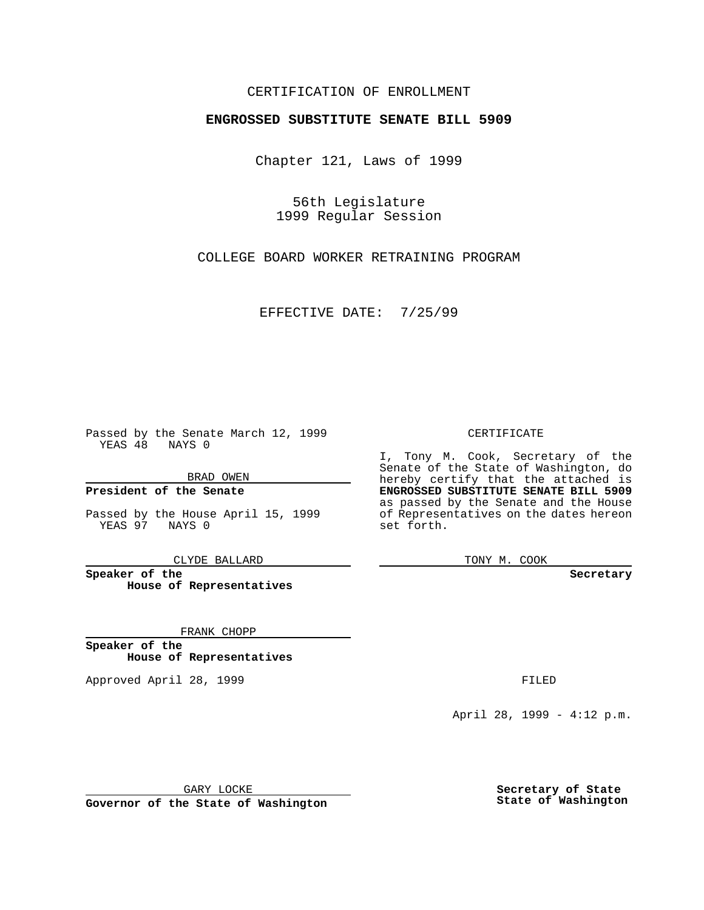CERTIFICATION OF ENROLLMENT

**ENGROSSED SUBSTITUTE SENATE BILL 5909**

Chapter 121, Laws of 1999

56th Legislature
1999 Regular Session

COLLEGE BOARD WORKER RETRAINING PROGRAM

EFFECTIVE DATE: 7/25/99

Passed by the Senate March 12, 1999
YEAS 48 NAYS 0

BRAD OWEN

**President of the Senate**

Passed by the House April 15, 1999
YEAS 97 NAYS 0

CLYDE BALLARD

**Speaker of the House of Representatives**

FRANK CHOPP

**Speaker of the House of Representatives**

Approved April 28, 1999

GARY LOCKE

**Governor of the State of Washington**

CERTIFICATE

I, Tony M. Cook, Secretary of the Senate of the State of Washington, do hereby certify that the attached is **ENGROSSED SUBSTITUTE SENATE BILL 5909** as passed by the Senate and the House of Representatives on the dates hereon set forth.

TONY M. COOK

**Secretary**

FILED

April 28, 1999 - 4:12 p.m.

**Secretary of State**
**State of Washington**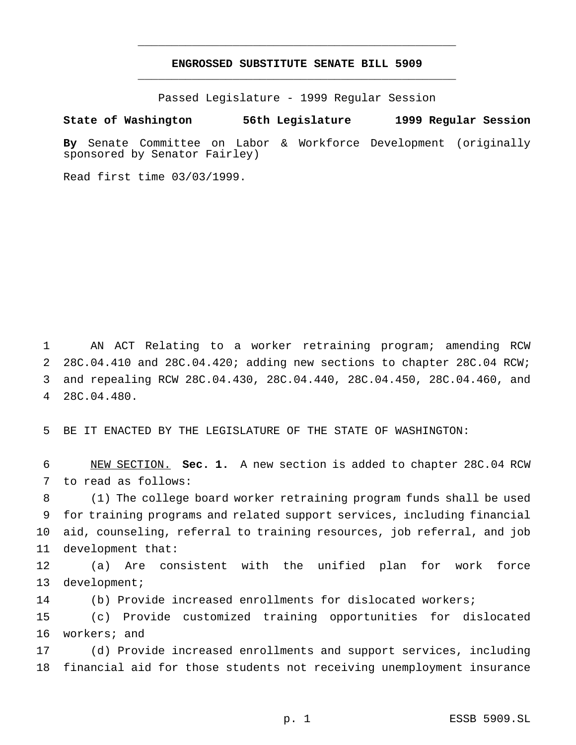# ENGROSSED SUBSTITUTE SENATE BILL 5909

Passed Legislature - 1999 Regular Session

**State of Washington 56th Legislature 1999 Regular Session**

**By** Senate Committee on Labor & Workforce Development (originally sponsored by Senator Fairley)

Read first time 03/03/1999.

AN ACT Relating to a worker retraining program; amending RCW 28C.04.410 and 28C.04.420; adding new sections to chapter 28C.04 RCW; and repealing RCW 28C.04.430, 28C.04.440, 28C.04.450, 28C.04.460, and 28C.04.480.

BE IT ENACTED BY THE LEGISLATURE OF THE STATE OF WASHINGTON:

NEW SECTION. **Sec. 1.** A new section is added to chapter 28C.04 RCW to read as follows:

(1) The college board worker retraining program funds shall be used for training programs and related support services, including financial aid, counseling, referral to training resources, job referral, and job development that:

(a) Are consistent with the unified plan for work force development;

(b) Provide increased enrollments for dislocated workers;

(c) Provide customized training opportunities for dislocated workers; and

(d) Provide increased enrollments and support services, including financial aid for those students not receiving unemployment insurance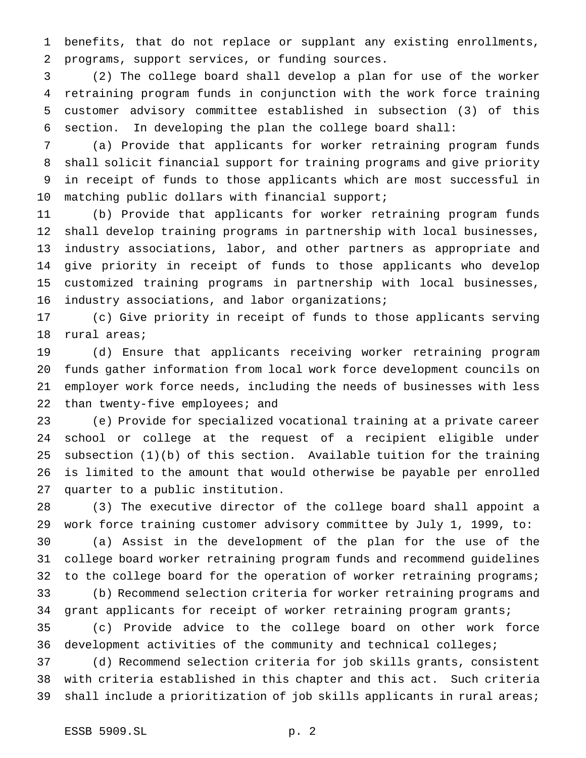benefits, that do not replace or supplant any existing enrollments, programs, support services, or funding sources.

(2) The college board shall develop a plan for use of the worker retraining program funds in conjunction with the work force training customer advisory committee established in subsection (3) of this section. In developing the plan the college board shall:

(a) Provide that applicants for worker retraining program funds shall solicit financial support for training programs and give priority in receipt of funds to those applicants which are most successful in matching public dollars with financial support;

(b) Provide that applicants for worker retraining program funds shall develop training programs in partnership with local businesses, industry associations, labor, and other partners as appropriate and give priority in receipt of funds to those applicants who develop customized training programs in partnership with local businesses, industry associations, and labor organizations;

(c) Give priority in receipt of funds to those applicants serving rural areas;

(d) Ensure that applicants receiving worker retraining program funds gather information from local work force development councils on employer work force needs, including the needs of businesses with less than twenty-five employees; and

(e) Provide for specialized vocational training at a private career school or college at the request of a recipient eligible under subsection (1)(b) of this section. Available tuition for the training is limited to the amount that would otherwise be payable per enrolled quarter to a public institution.

(3) The executive director of the college board shall appoint a work force training customer advisory committee by July 1, 1999, to:

(a) Assist in the development of the plan for the use of the college board worker retraining program funds and recommend guidelines to the college board for the operation of worker retraining programs;

(b) Recommend selection criteria for worker retraining programs and grant applicants for receipt of worker retraining program grants;

(c) Provide advice to the college board on other work force development activities of the community and technical colleges;

(d) Recommend selection criteria for job skills grants, consistent with criteria established in this chapter and this act. Such criteria shall include a prioritization of job skills applicants in rural areas;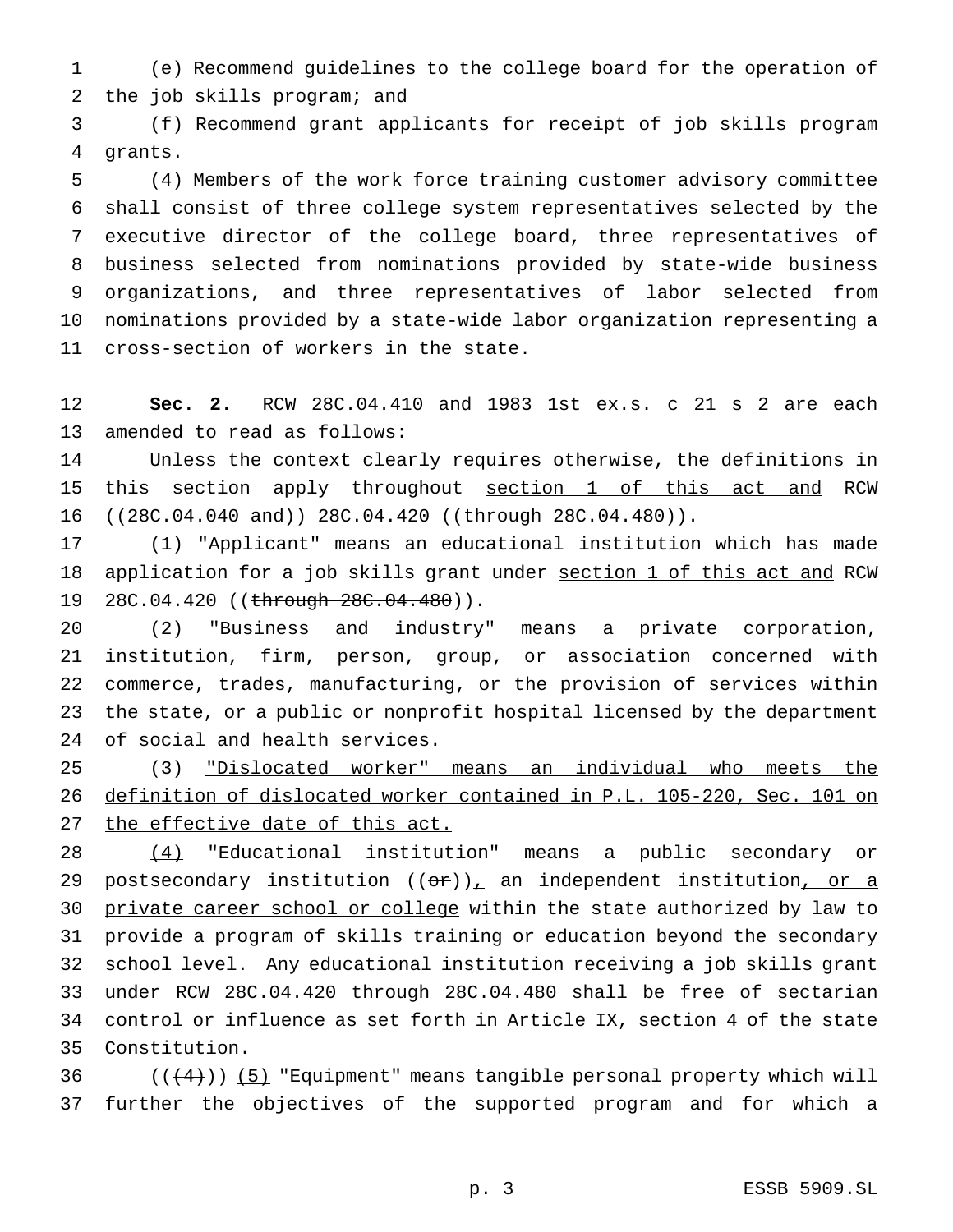(e) Recommend guidelines to the college board for the operation of the job skills program; and

(f) Recommend grant applicants for receipt of job skills program grants.

(4) Members of the work force training customer advisory committee shall consist of three college system representatives selected by the executive director of the college board, three representatives of business selected from nominations provided by state-wide business organizations, and three representatives of labor selected from nominations provided by a state-wide labor organization representing a cross-section of workers in the state.

**Sec. 2.** RCW 28C.04.410 and 1983 1st ex.s. c 21 s 2 are each amended to read as follows:

Unless the context clearly requires otherwise, the definitions in this section apply throughout <u>section 1 of this act and</u> RCW ((~~28C.04.040 and~~)) 28C.04.420 ((~~through 28C.04.480~~)).

(1) "Applicant" means an educational institution which has made application for a job skills grant under <u>section 1 of this act and</u> RCW 28C.04.420 ((~~through 28C.04.480~~)).

(2) "Business and industry" means a private corporation, institution, firm, person, group, or association concerned with commerce, trades, manufacturing, or the provision of services within the state, or a public or nonprofit hospital licensed by the department of social and health services.

(3) <u>"Dislocated worker" means an individual who meets the definition of dislocated worker contained in P.L. 105-220, Sec. 101 on the effective date of this act.</u>

<u>(4)</u> "Educational institution" means a public secondary or postsecondary institution ((~~or~~))<u>,</u> an independent institution<u>, or a private career school or college</u> within the state authorized by law to provide a program of skills training or education beyond the secondary school level. Any educational institution receiving a job skills grant under RCW 28C.04.420 through 28C.04.480 shall be free of sectarian control or influence as set forth in Article IX, section 4 of the state Constitution.

((~~(4)~~)) <u>(5)</u> "Equipment" means tangible personal property which will further the objectives of the supported program and for which a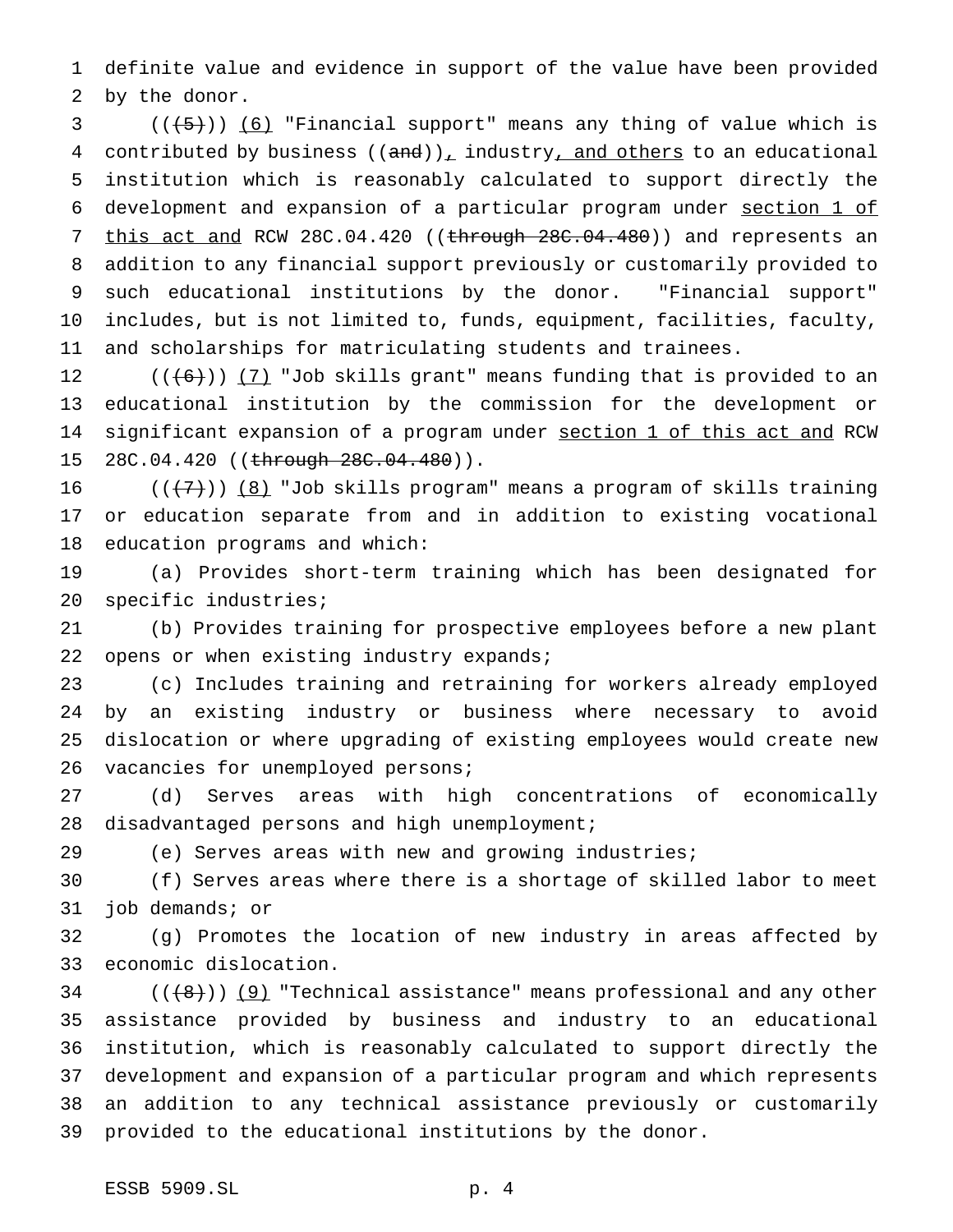definite value and evidence in support of the value have been provided by the donor.

(((5))) (6) "Financial support" means any thing of value which is contributed by business ((and)), industry, and others to an educational institution which is reasonably calculated to support directly the development and expansion of a particular program under section 1 of this act and RCW 28C.04.420 ((through 28C.04.480)) and represents an addition to any financial support previously or customarily provided to such educational institutions by the donor. "Financial support" includes, but is not limited to, funds, equipment, facilities, faculty, and scholarships for matriculating students and trainees.

(((6))) (7) "Job skills grant" means funding that is provided to an educational institution by the commission for the development or significant expansion of a program under section 1 of this act and RCW 28C.04.420 ((through 28C.04.480)).

(((7))) (8) "Job skills program" means a program of skills training or education separate from and in addition to existing vocational education programs and which:

(a) Provides short-term training which has been designated for specific industries;

(b) Provides training for prospective employees before a new plant opens or when existing industry expands;

(c) Includes training and retraining for workers already employed by an existing industry or business where necessary to avoid dislocation or where upgrading of existing employees would create new vacancies for unemployed persons;

(d) Serves areas with high concentrations of economically disadvantaged persons and high unemployment;

(e) Serves areas with new and growing industries;

(f) Serves areas where there is a shortage of skilled labor to meet job demands; or

(g) Promotes the location of new industry in areas affected by economic dislocation.

(((8))) (9) "Technical assistance" means professional and any other assistance provided by business and industry to an educational institution, which is reasonably calculated to support directly the development and expansion of a particular program and which represents an addition to any technical assistance previously or customarily provided to the educational institutions by the donor.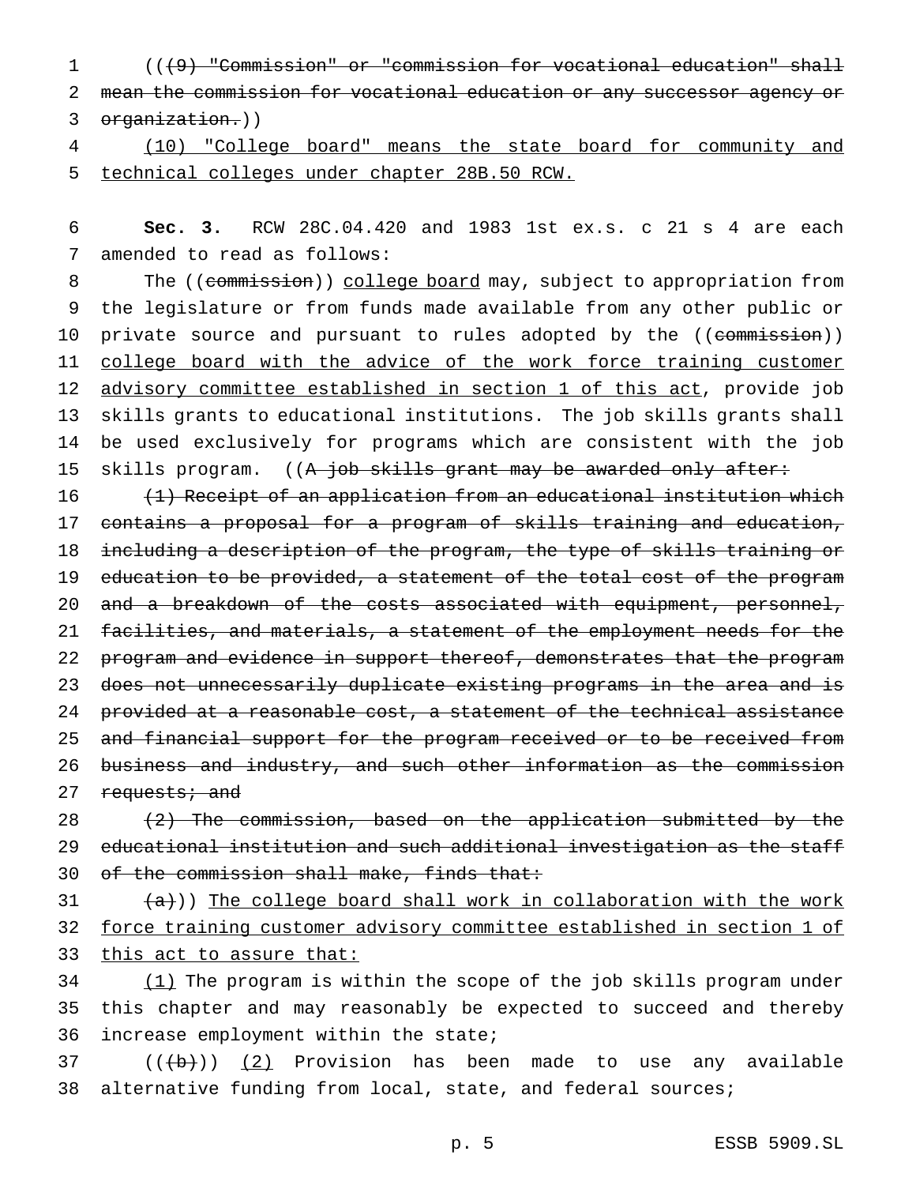(((9) "Commission" or "commission for vocational education" shall mean the commission for vocational education or any successor agency or organization.))

(10) "College board" means the state board for community and technical colleges under chapter 28B.50 RCW.

**Sec. 3.** RCW 28C.04.420 and 1983 1st ex.s. c 21 s 4 are each amended to read as follows:

The ((commission)) college board may, subject to appropriation from the legislature or from funds made available from any other public or private source and pursuant to rules adopted by the ((commission)) college board with the advice of the work force training customer advisory committee established in section 1 of this act, provide job skills grants to educational institutions. The job skills grants shall be used exclusively for programs which are consistent with the job skills program. ((A job skills grant may be awarded only after:

(1) Receipt of an application from an educational institution which contains a proposal for a program of skills training and education, including a description of the program, the type of skills training or education to be provided, a statement of the total cost of the program and a breakdown of the costs associated with equipment, personnel, facilities, and materials, a statement of the employment needs for the program and evidence in support thereof, demonstrates that the program does not unnecessarily duplicate existing programs in the area and is provided at a reasonable cost, a statement of the technical assistance and financial support for the program received or to be received from business and industry, and such other information as the commission requests; and

(2) The commission, based on the application submitted by the educational institution and such additional investigation as the staff of the commission shall make, finds that:

(a))) The college board shall work in collaboration with the work force training customer advisory committee established in section 1 of this act to assure that:

(1) The program is within the scope of the job skills program under this chapter and may reasonably be expected to succeed and thereby increase employment within the state;

(((b))) (2) Provision has been made to use any available alternative funding from local, state, and federal sources;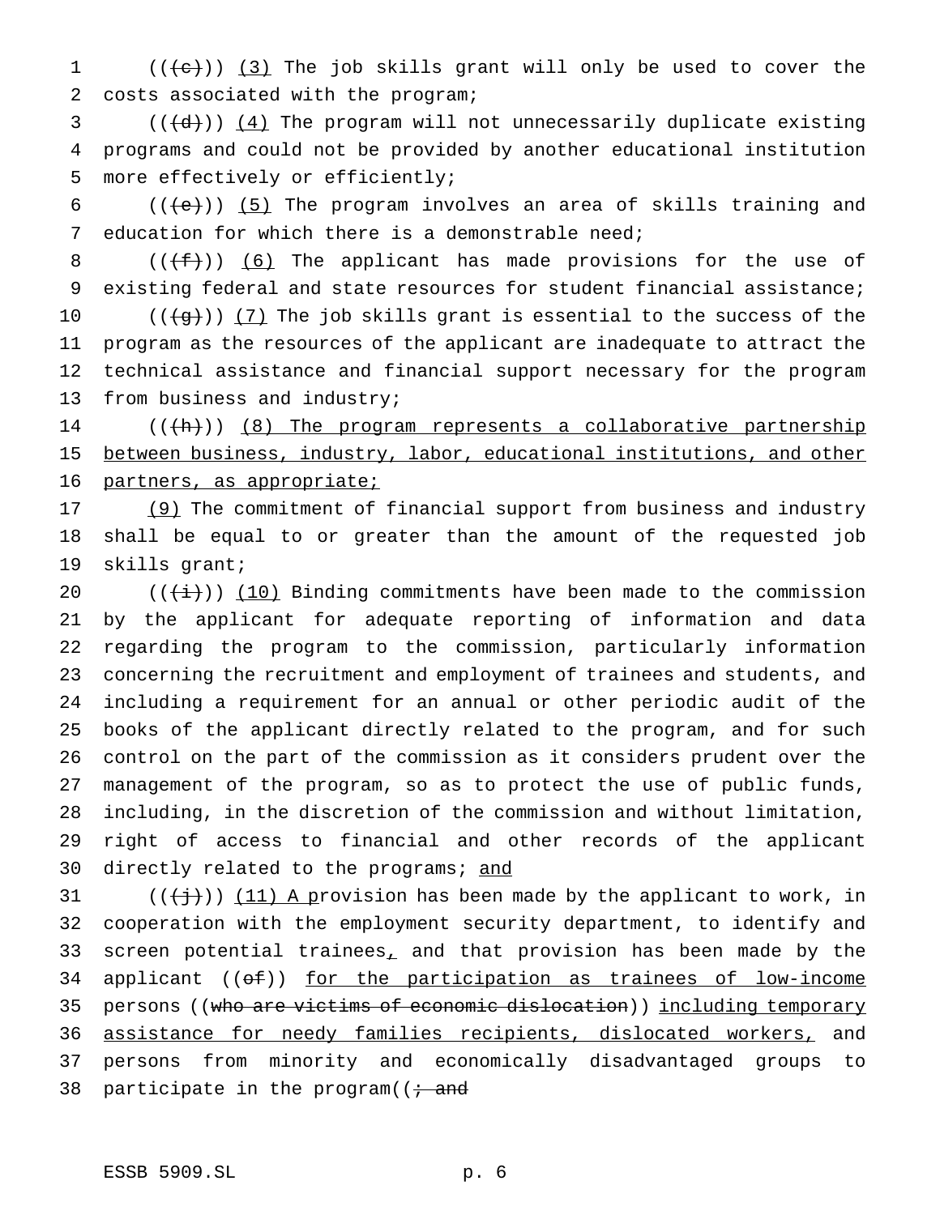((~~(c)~~)) <u>(3)</u> The job skills grant will only be used to cover the costs associated with the program;

((~~(d)~~)) <u>(4)</u> The program will not unnecessarily duplicate existing programs and could not be provided by another educational institution more effectively or efficiently;

((~~(e)~~)) <u>(5)</u> The program involves an area of skills training and education for which there is a demonstrable need;

((~~(f)~~)) <u>(6)</u> The applicant has made provisions for the use of existing federal and state resources for student financial assistance;

((~~(g)~~)) <u>(7)</u> The job skills grant is essential to the success of the program as the resources of the applicant are inadequate to attract the technical assistance and financial support necessary for the program from business and industry;

((~~(h)~~)) <u>(8) The program represents a collaborative partnership between business, industry, labor, educational institutions, and other partners, as appropriate;</u>

<u>(9)</u> The commitment of financial support from business and industry shall be equal to or greater than the amount of the requested job skills grant;

((~~(i)~~)) <u>(10)</u> Binding commitments have been made to the commission by the applicant for adequate reporting of information and data regarding the program to the commission, particularly information concerning the recruitment and employment of trainees and students, and including a requirement for an annual or other periodic audit of the books of the applicant directly related to the program, and for such control on the part of the commission as it considers prudent over the management of the program, so as to protect the use of public funds, including, in the discretion of the commission and without limitation, right of access to financial and other records of the applicant directly related to the programs; <u>and</u>

((~~(j)~~)) <u>(11) A p</u>rovision has been made by the applicant to work, in cooperation with the employment security department, to identify and screen potential trainees<u>,</u> and that provision has been made by the applicant ((~~of~~)) <u>for the participation as trainees of low-income</u> persons ((~~who are victims of economic dislocation~~)) <u>including temporary assistance for needy families recipients, dislocated workers,</u> and persons from minority and economically disadvantaged groups to participate in the program((~~; and~~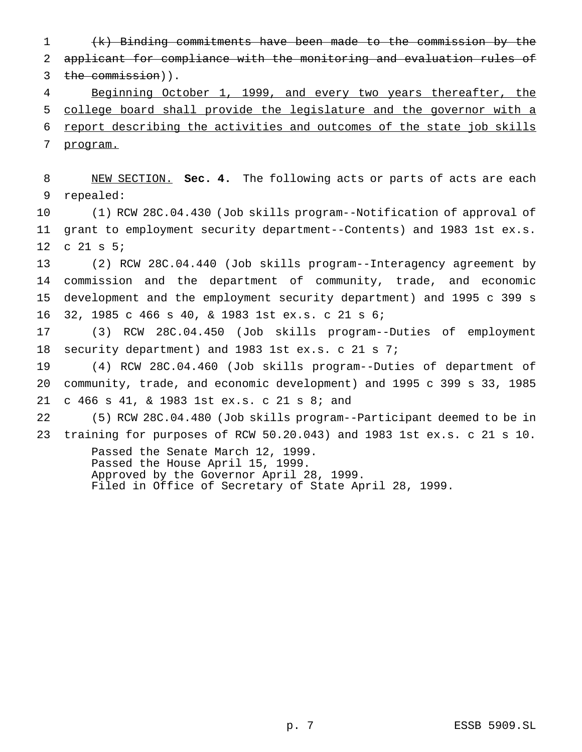~~(k) Binding commitments have been made to the commission by the applicant for compliance with the monitoring and evaluation rules of the commission~~)).

<u>Beginning October 1, 1999, and every two years thereafter, the college board shall provide the legislature and the governor with a report describing the activities and outcomes of the state job skills program.</u>

<u>NEW SECTION.</u> **Sec. 4.** The following acts or parts of acts are each repealed:

(1) RCW 28C.04.430 (Job skills program--Notification of approval of grant to employment security department--Contents) and 1983 1st ex.s. c 21 s 5;

(2) RCW 28C.04.440 (Job skills program--Interagency agreement by commission and the department of community, trade, and economic development and the employment security department) and 1995 c 399 s 32, 1985 c 466 s 40, & 1983 1st ex.s. c 21 s 6;

(3) RCW 28C.04.450 (Job skills program--Duties of employment security department) and 1983 1st ex.s. c 21 s 7;

(4) RCW 28C.04.460 (Job skills program--Duties of department of community, trade, and economic development) and 1995 c 399 s 33, 1985 c 466 s 41, & 1983 1st ex.s. c 21 s 8; and

(5) RCW 28C.04.480 (Job skills program--Participant deemed to be in training for purposes of RCW 50.20.043) and 1983 1st ex.s. c 21 s 10.

Passed the Senate March 12, 1999.
Passed the House April 15, 1999.
Approved by the Governor April 28, 1999.
Filed in Office of Secretary of State April 28, 1999.